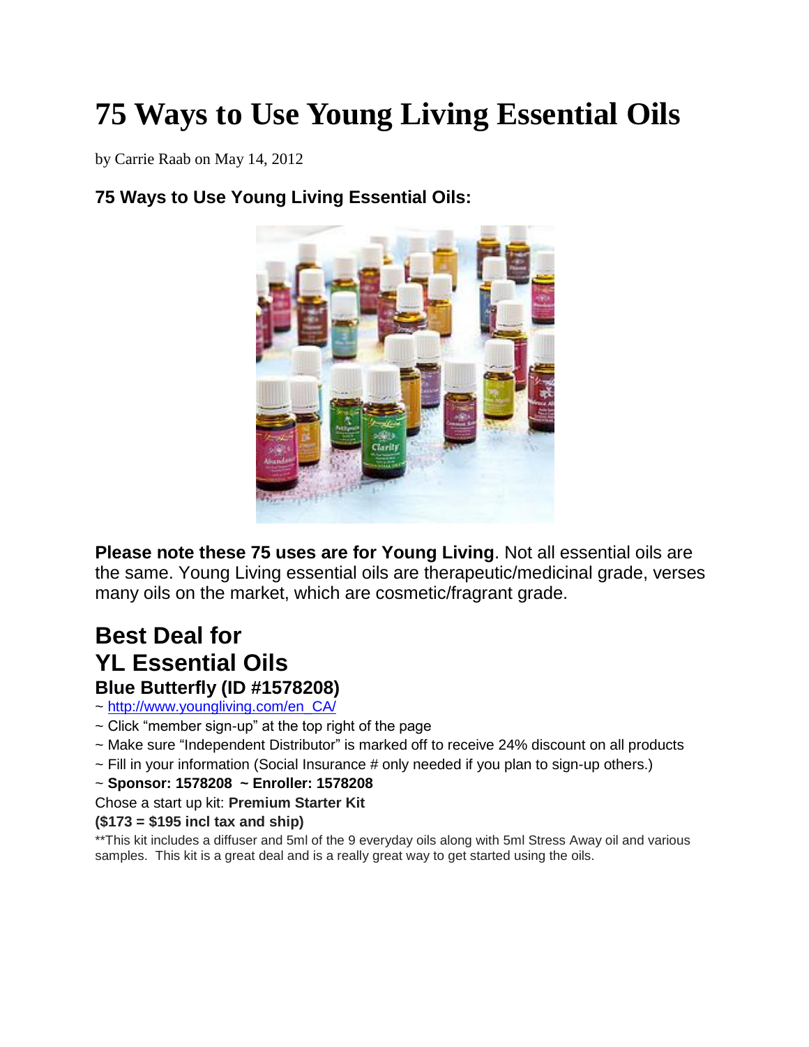# 75 Ways to Use Young Living Essential Oils

by Carrie Raab on May 14, 2012

### 75 Ways to Use Young Living Essential Oils:

**Please note these 75 uses are for Young Living**. Not all essential oils are the same. Young Living essential oils are therapeutic/medicinal grade, verses many oils on the market, which are cosmetic/fragrant grade.

## Best Deal for YL Essential Oils

### Blue Butterfly (ID #1578208)

~ http://www.youngliving.com/en_CA/

~ Click "member sign-up" at the top right of the page

~ Make sure "Independent Distributor" is marked off to receive 24% discount on all products

~ Fill in your information (Social Insurance # only needed if you plan to sign-up others.)

~ **Sponsor: 1578208 ~ Enroller: 1578208**

Chose a start up kit: **Premium Starter Kit**

**($173 = $195 incl tax and ship)**

**This kit includes a diffuser and 5ml of the 9 everyday oils along with 5ml Stress Away oil and various samples. This kit is a great deal and is a really great way to get started using the oils.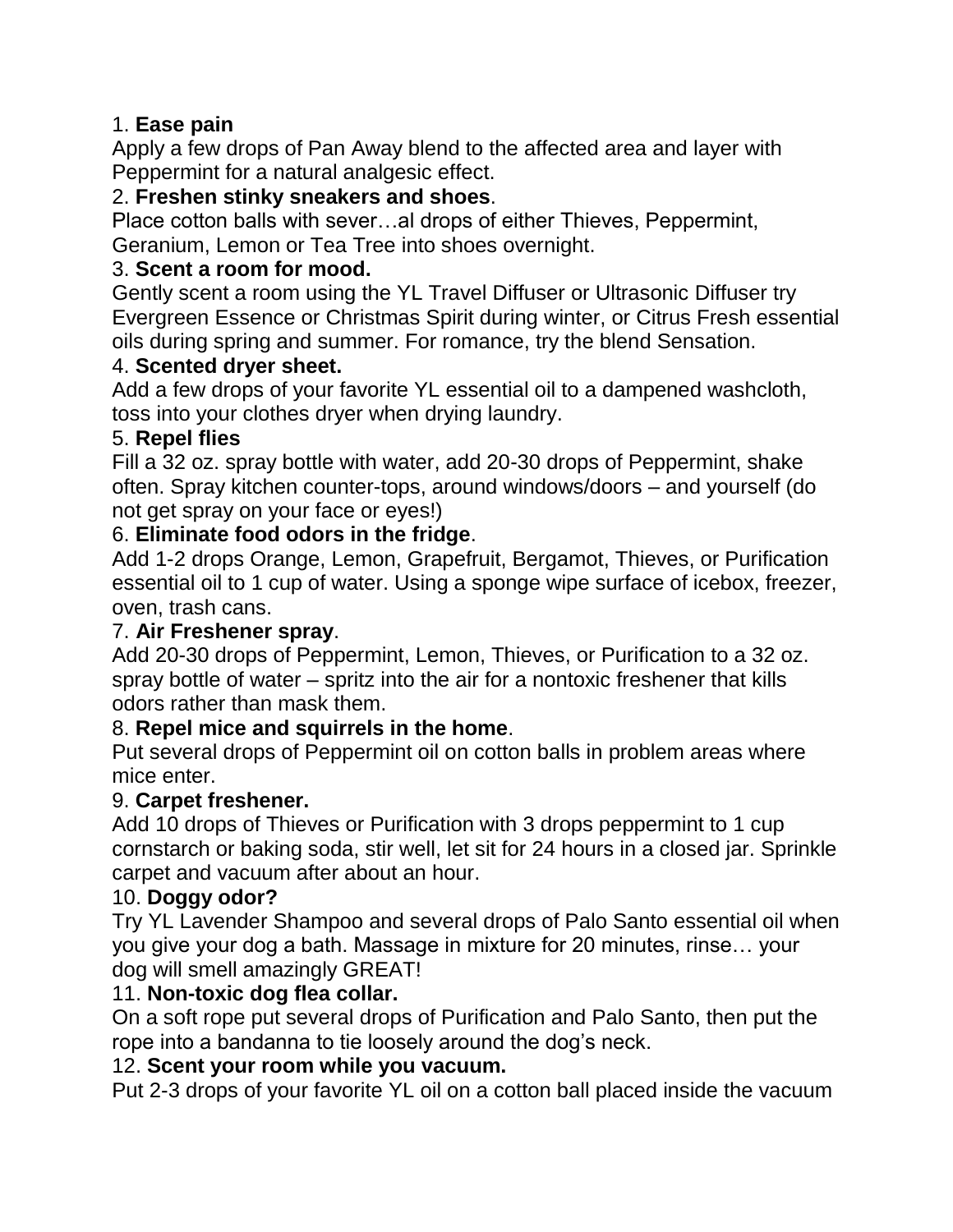1. **Ease pain**
Apply a few drops of Pan Away blend to the affected area and layer with Peppermint for a natural analgesic effect.

2. **Freshen stinky sneakers and shoes**.
Place cotton balls with sever…al drops of either Thieves, Peppermint, Geranium, Lemon or Tea Tree into shoes overnight.

3. **Scent a room for mood.**
Gently scent a room using the YL Travel Diffuser or Ultrasonic Diffuser try Evergreen Essence or Christmas Spirit during winter, or Citrus Fresh essential oils during spring and summer. For romance, try the blend Sensation.

4. **Scented dryer sheet.**
Add a few drops of your favorite YL essential oil to a dampened washcloth, toss into your clothes dryer when drying laundry.

5. **Repel flies**
Fill a 32 oz. spray bottle with water, add 20-30 drops of Peppermint, shake often. Spray kitchen counter-tops, around windows/doors – and yourself (do not get spray on your face or eyes!)

6. **Eliminate food odors in the fridge**.
Add 1-2 drops Orange, Lemon, Grapefruit, Bergamot, Thieves, or Purification essential oil to 1 cup of water. Using a sponge wipe surface of icebox, freezer, oven, trash cans.

7. **Air Freshener spray**.
Add 20-30 drops of Peppermint, Lemon, Thieves, or Purification to a 32 oz. spray bottle of water – spritz into the air for a nontoxic freshener that kills odors rather than mask them.

8. **Repel mice and squirrels in the home**.
Put several drops of Peppermint oil on cotton balls in problem areas where mice enter.

9. **Carpet freshener.**
Add 10 drops of Thieves or Purification with 3 drops peppermint to 1 cup cornstarch or baking soda, stir well, let sit for 24 hours in a closed jar. Sprinkle carpet and vacuum after about an hour.

10. **Doggy odor?**
Try YL Lavender Shampoo and several drops of Palo Santo essential oil when you give your dog a bath. Massage in mixture for 20 minutes, rinse… your dog will smell amazingly GREAT!

11. **Non-toxic dog flea collar.**
On a soft rope put several drops of Purification and Palo Santo, then put the rope into a bandanna to tie loosely around the dog's neck.

12. **Scent your room while you vacuum.**
Put 2-3 drops of your favorite YL oil on a cotton ball placed inside the vacuum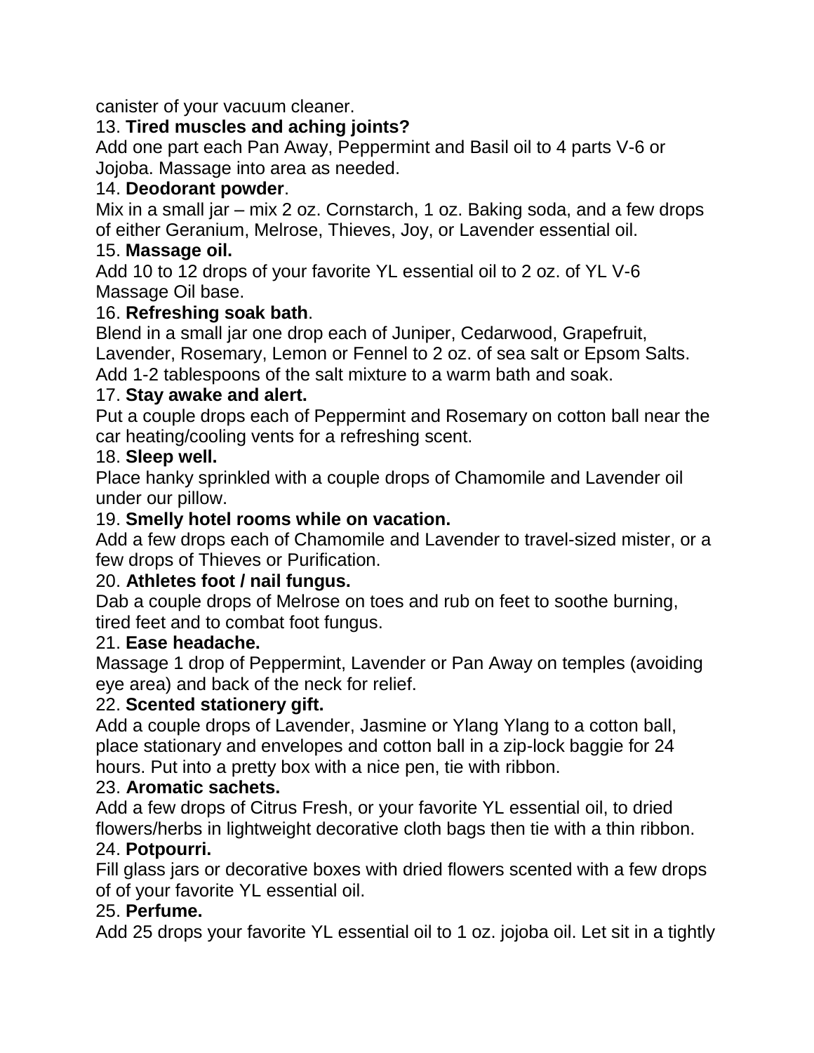canister of your vacuum cleaner.

13. **Tired muscles and aching joints?**

Add one part each Pan Away, Peppermint and Basil oil to 4 parts V-6 or Jojoba. Massage into area as needed.

14. **Deodorant powder**.

Mix in a small jar – mix 2 oz. Cornstarch, 1 oz. Baking soda, and a few drops of either Geranium, Melrose, Thieves, Joy, or Lavender essential oil.

15. **Massage oil.**

Add 10 to 12 drops of your favorite YL essential oil to 2 oz. of YL V-6 Massage Oil base.

16. **Refreshing soak bath**.

Blend in a small jar one drop each of Juniper, Cedarwood, Grapefruit, Lavender, Rosemary, Lemon or Fennel to 2 oz. of sea salt or Epsom Salts. Add 1-2 tablespoons of the salt mixture to a warm bath and soak.

17. **Stay awake and alert.**

Put a couple drops each of Peppermint and Rosemary on cotton ball near the car heating/cooling vents for a refreshing scent.

18. **Sleep well.**

Place hanky sprinkled with a couple drops of Chamomile and Lavender oil under our pillow.

19. **Smelly hotel rooms while on vacation.**

Add a few drops each of Chamomile and Lavender to travel-sized mister, or a few drops of Thieves or Purification.

20. **Athletes foot / nail fungus.**

Dab a couple drops of Melrose on toes and rub on feet to soothe burning, tired feet and to combat foot fungus.

21. **Ease headache.**

Massage 1 drop of Peppermint, Lavender or Pan Away on temples (avoiding eye area) and back of the neck for relief.

22. **Scented stationery gift.**

Add a couple drops of Lavender, Jasmine or Ylang Ylang to a cotton ball, place stationary and envelopes and cotton ball in a zip-lock baggie for 24 hours. Put into a pretty box with a nice pen, tie with ribbon.

23. **Aromatic sachets.**

Add a few drops of Citrus Fresh, or your favorite YL essential oil, to dried flowers/herbs in lightweight decorative cloth bags then tie with a thin ribbon.

24. **Potpourri.**

Fill glass jars or decorative boxes with dried flowers scented with a few drops of of your favorite YL essential oil.

25. **Perfume.**

Add 25 drops your favorite YL essential oil to 1 oz. jojoba oil. Let sit in a tightly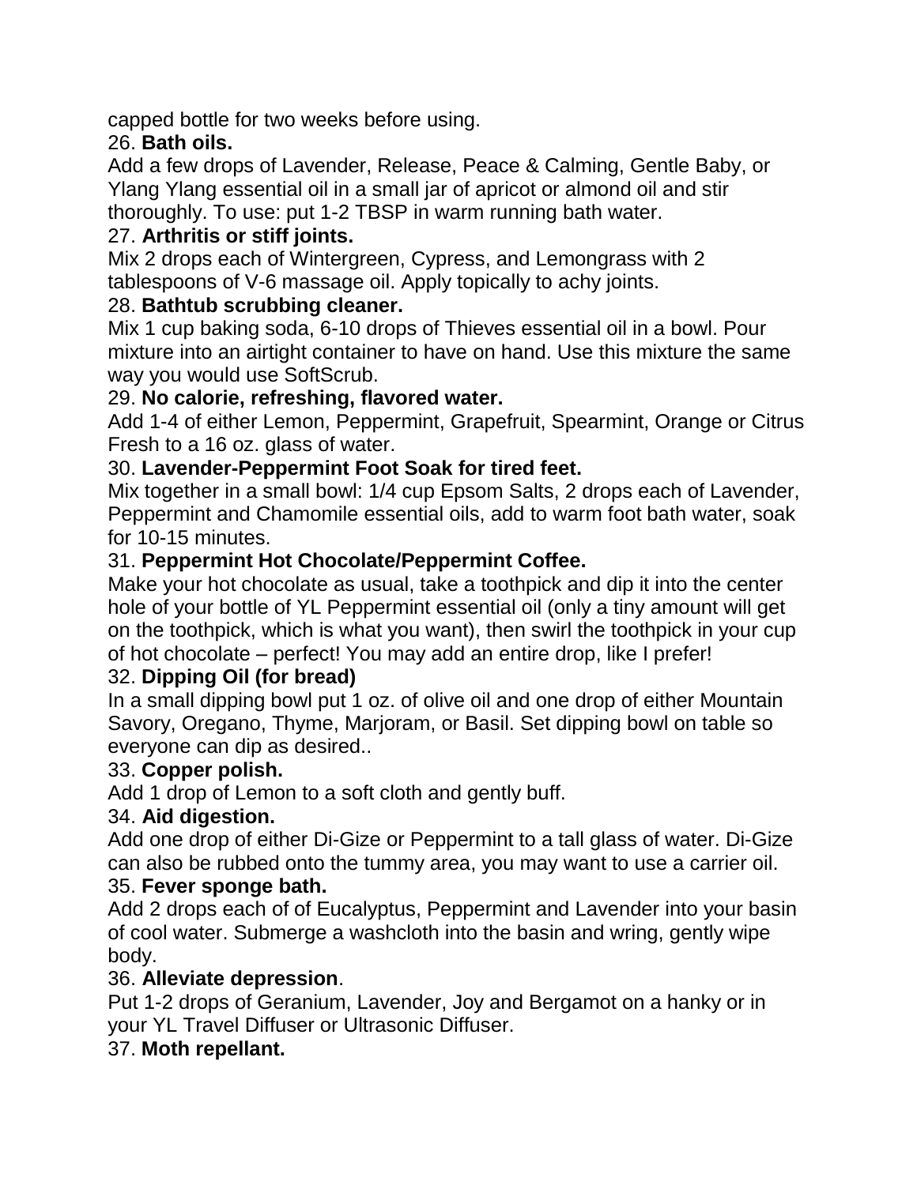capped bottle for two weeks before using.

26. **Bath oils.**

Add a few drops of Lavender, Release, Peace & Calming, Gentle Baby, or Ylang Ylang essential oil in a small jar of apricot or almond oil and stir thoroughly. To use: put 1-2 TBSP in warm running bath water.

27. **Arthritis or stiff joints.**

Mix 2 drops each of Wintergreen, Cypress, and Lemongrass with 2 tablespoons of V-6 massage oil. Apply topically to achy joints.

28. **Bathtub scrubbing cleaner.**

Mix 1 cup baking soda, 6-10 drops of Thieves essential oil in a bowl. Pour mixture into an airtight container to have on hand. Use this mixture the same way you would use SoftScrub.

29. **No calorie, refreshing, flavored water.**

Add 1-4 of either Lemon, Peppermint, Grapefruit, Spearmint, Orange or Citrus Fresh to a 16 oz. glass of water.

30. **Lavender-Peppermint Foot Soak for tired feet.**

Mix together in a small bowl: 1/4 cup Epsom Salts, 2 drops each of Lavender, Peppermint and Chamomile essential oils, add to warm foot bath water, soak for 10-15 minutes.

31. **Peppermint Hot Chocolate/Peppermint Coffee.**

Make your hot chocolate as usual, take a toothpick and dip it into the center hole of your bottle of YL Peppermint essential oil (only a tiny amount will get on the toothpick, which is what you want), then swirl the toothpick in your cup of hot chocolate – perfect! You may add an entire drop, like I prefer!

32. **Dipping Oil (for bread)**

In a small dipping bowl put 1 oz. of olive oil and one drop of either Mountain Savory, Oregano, Thyme, Marjoram, or Basil. Set dipping bowl on table so everyone can dip as desired..

33. **Copper polish.**

Add 1 drop of Lemon to a soft cloth and gently buff.

34. **Aid digestion.**

Add one drop of either Di-Gize or Peppermint to a tall glass of water. Di-Gize can also be rubbed onto the tummy area, you may want to use a carrier oil.

35. **Fever sponge bath.**

Add 2 drops each of of Eucalyptus, Peppermint and Lavender into your basin of cool water. Submerge a washcloth into the basin and wring, gently wipe body.

36. **Alleviate depression**.

Put 1-2 drops of Geranium, Lavender, Joy and Bergamot on a hanky or in your YL Travel Diffuser or Ultrasonic Diffuser.

37. **Moth repellant.**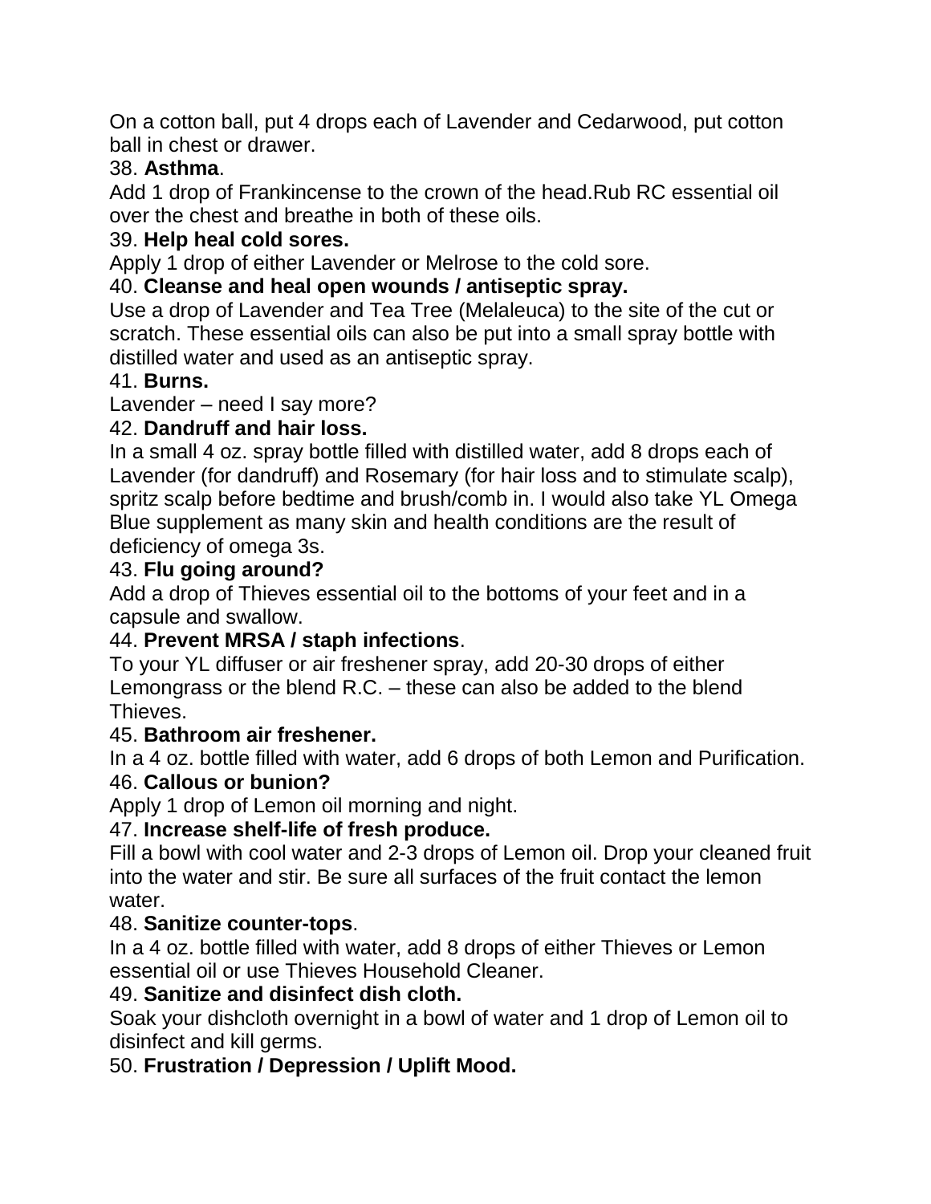On a cotton ball, put 4 drops each of Lavender and Cedarwood, put cotton ball in chest or drawer.

38. **Asthma**.

Add 1 drop of Frankincense to the crown of the head.Rub RC essential oil over the chest and breathe in both of these oils.

39. **Help heal cold sores.**

Apply 1 drop of either Lavender or Melrose to the cold sore.

40. **Cleanse and heal open wounds / antiseptic spray.**

Use a drop of Lavender and Tea Tree (Melaleuca) to the site of the cut or scratch. These essential oils can also be put into a small spray bottle with distilled water and used as an antiseptic spray.

41. **Burns.**

Lavender – need I say more?

42. **Dandruff and hair loss.**

In a small 4 oz. spray bottle filled with distilled water, add 8 drops each of Lavender (for dandruff) and Rosemary (for hair loss and to stimulate scalp), spritz scalp before bedtime and brush/comb in. I would also take YL Omega Blue supplement as many skin and health conditions are the result of deficiency of omega 3s.

43. **Flu going around?**

Add a drop of Thieves essential oil to the bottoms of your feet and in a capsule and swallow.

44. **Prevent MRSA / staph infections**.

To your YL diffuser or air freshener spray, add 20-30 drops of either Lemongrass or the blend R.C. – these can also be added to the blend Thieves.

45. **Bathroom air freshener.**

In a 4 oz. bottle filled with water, add 6 drops of both Lemon and Purification.

46. **Callous or bunion?**

Apply 1 drop of Lemon oil morning and night.

47. **Increase shelf-life of fresh produce.**

Fill a bowl with cool water and 2-3 drops of Lemon oil. Drop your cleaned fruit into the water and stir. Be sure all surfaces of the fruit contact the lemon water.

48. **Sanitize counter-tops**.

In a 4 oz. bottle filled with water, add 8 drops of either Thieves or Lemon essential oil or use Thieves Household Cleaner.

49. **Sanitize and disinfect dish cloth.**

Soak your dishcloth overnight in a bowl of water and 1 drop of Lemon oil to disinfect and kill germs.

50. **Frustration / Depression / Uplift Mood.**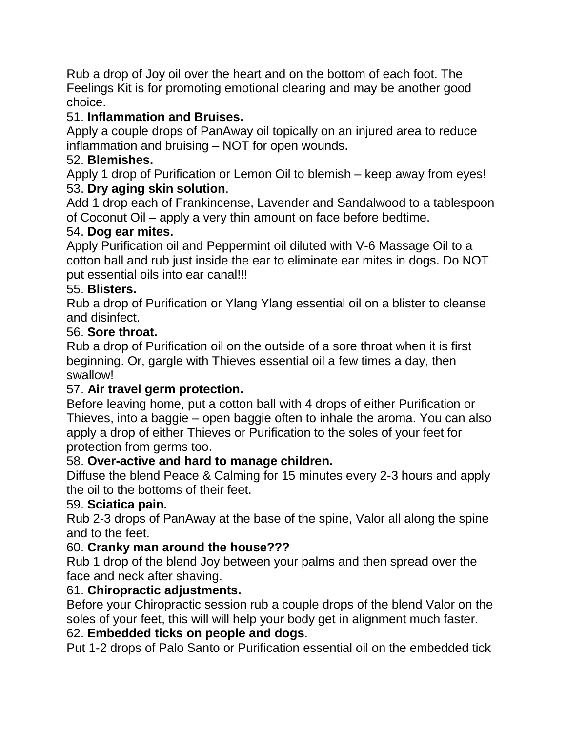Rub a drop of Joy oil over the heart and on the bottom of each foot. The Feelings Kit is for promoting emotional clearing and may be another good choice.

51. **Inflammation and Bruises.**

Apply a couple drops of PanAway oil topically on an injured area to reduce inflammation and bruising – NOT for open wounds.

52. **Blemishes.**

Apply 1 drop of Purification or Lemon Oil to blemish – keep away from eyes!

53. **Dry aging skin solution**.

Add 1 drop each of Frankincense, Lavender and Sandalwood to a tablespoon of Coconut Oil – apply a very thin amount on face before bedtime.

54. **Dog ear mites.**

Apply Purification oil and Peppermint oil diluted with V-6 Massage Oil to a cotton ball and rub just inside the ear to eliminate ear mites in dogs. Do NOT put essential oils into ear canal!!!

55. **Blisters.**

Rub a drop of Purification or Ylang Ylang essential oil on a blister to cleanse and disinfect.

56. **Sore throat.**

Rub a drop of Purification oil on the outside of a sore throat when it is first beginning. Or, gargle with Thieves essential oil a few times a day, then swallow!

57. **Air travel germ protection.**

Before leaving home, put a cotton ball with 4 drops of either Purification or Thieves, into a baggie – open baggie often to inhale the aroma. You can also apply a drop of either Thieves or Purification to the soles of your feet for protection from germs too.

58. **Over-active and hard to manage children.**

Diffuse the blend Peace & Calming for 15 minutes every 2-3 hours and apply the oil to the bottoms of their feet.

59. **Sciatica pain.**

Rub 2-3 drops of PanAway at the base of the spine, Valor all along the spine and to the feet.

60. **Cranky man around the house???**

Rub 1 drop of the blend Joy between your palms and then spread over the face and neck after shaving.

61. **Chiropractic adjustments.**

Before your Chiropractic session rub a couple drops of the blend Valor on the soles of your feet, this will will help your body get in alignment much faster.

62. **Embedded ticks on people and dogs**.

Put 1-2 drops of Palo Santo or Purification essential oil on the embedded tick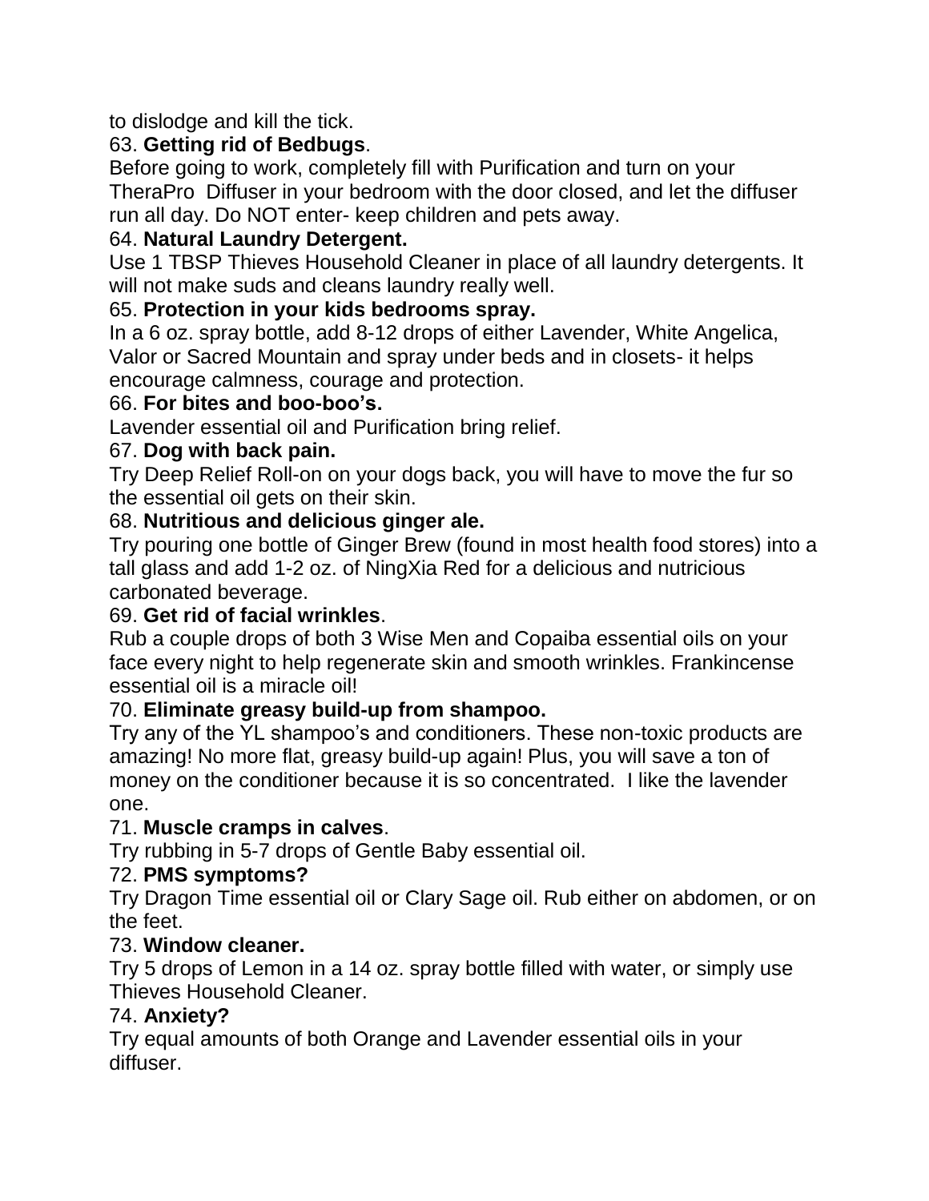to dislodge and kill the tick.

63. **Getting rid of Bedbugs**.

Before going to work, completely fill with Purification and turn on your TheraPro Diffuser in your bedroom with the door closed, and let the diffuser run all day. Do NOT enter- keep children and pets away.

64. **Natural Laundry Detergent.**

Use 1 TBSP Thieves Household Cleaner in place of all laundry detergents. It will not make suds and cleans laundry really well.

65. **Protection in your kids bedrooms spray.**

In a 6 oz. spray bottle, add 8-12 drops of either Lavender, White Angelica, Valor or Sacred Mountain and spray under beds and in closets- it helps encourage calmness, courage and protection.

66. **For bites and boo-boo's.**

Lavender essential oil and Purification bring relief.

67. **Dog with back pain.**

Try Deep Relief Roll-on on your dogs back, you will have to move the fur so the essential oil gets on their skin.

68. **Nutritious and delicious ginger ale.**

Try pouring one bottle of Ginger Brew (found in most health food stores) into a tall glass and add 1-2 oz. of NingXia Red for a delicious and nutricious carbonated beverage.

69. **Get rid of facial wrinkles**.

Rub a couple drops of both 3 Wise Men and Copaiba essential oils on your face every night to help regenerate skin and smooth wrinkles. Frankincense essential oil is a miracle oil!

70. **Eliminate greasy build-up from shampoo.**

Try any of the YL shampoo's and conditioners. These non-toxic products are amazing! No more flat, greasy build-up again! Plus, you will save a ton of money on the conditioner because it is so concentrated. I like the lavender one.

71. **Muscle cramps in calves**.

Try rubbing in 5-7 drops of Gentle Baby essential oil.

72. **PMS symptoms?**

Try Dragon Time essential oil or Clary Sage oil. Rub either on abdomen, or on the feet.

73. **Window cleaner.**

Try 5 drops of Lemon in a 14 oz. spray bottle filled with water, or simply use Thieves Household Cleaner.

74. **Anxiety?**

Try equal amounts of both Orange and Lavender essential oils in your diffuser.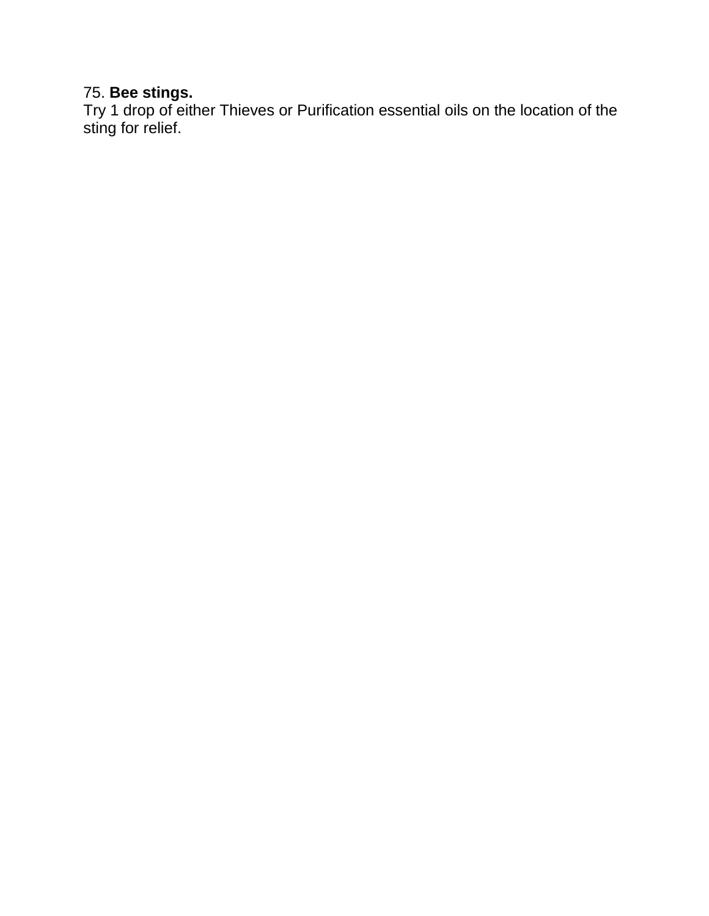75. **Bee stings.**
Try 1 drop of either Thieves or Purification essential oils on the location of the sting for relief.